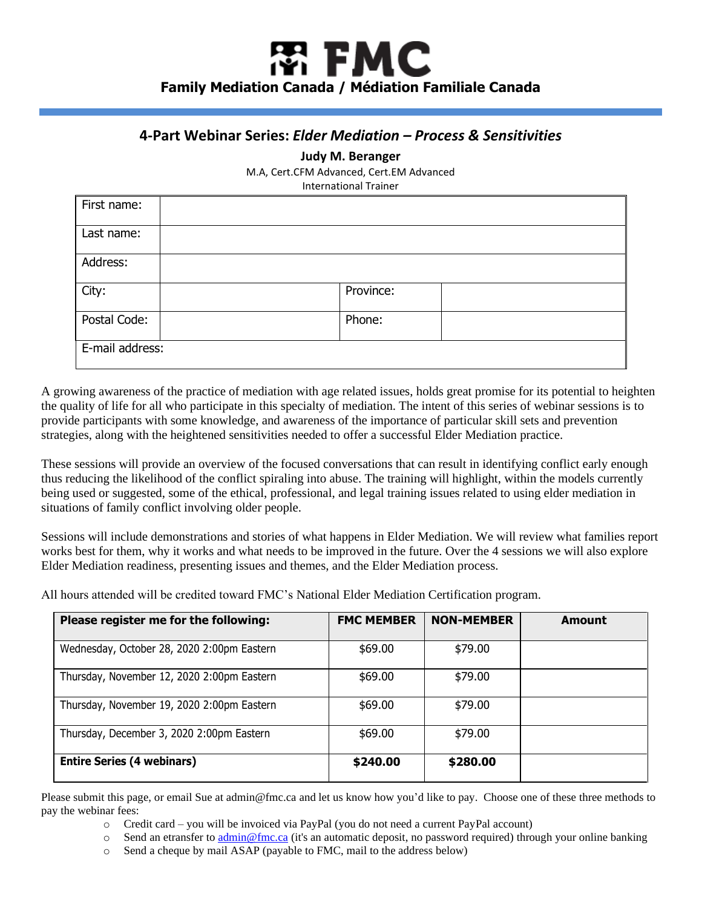# FMC

**Family Mediation Canada / Médiation Familiale Canada**

## 4-Part Webinar Series: *Elder Mediation – Process & Sensitivities*

**Judy M. Beranger**

M.A, Cert.CFM Advanced, Cert.EM Advanced

International Trainer

| First name: | | | |
|---|---|---|---|
| Last name: | | | |
| Address: | | | |
| City: | | Province: | |
| Postal Code: | | Phone: | |
| E-mail address: | | | |

A growing awareness of the practice of mediation with age related issues, holds great promise for its potential to heighten the quality of life for all who participate in this specialty of mediation. The intent of this series of webinar sessions is to provide participants with some knowledge, and awareness of the importance of particular skill sets and prevention strategies, along with the heightened sensitivities needed to offer a successful Elder Mediation practice.

These sessions will provide an overview of the focused conversations that can result in identifying conflict early enough thus reducing the likelihood of the conflict spiraling into abuse. The training will highlight, within the models currently being used or suggested, some of the ethical, professional, and legal training issues related to using elder mediation in situations of family conflict involving older people.

Sessions will include demonstrations and stories of what happens in Elder Mediation. We will review what families report works best for them, why it works and what needs to be improved in the future. Over the 4 sessions we will also explore Elder Mediation readiness, presenting issues and themes, and the Elder Mediation process.

All hours attended will be credited toward FMC's National Elder Mediation Certification program.

| **Please register me for the following:** | **FMC MEMBER** | **NON-MEMBER** | **Amount** |
|---|---|---|---|
| Wednesday, October 28, 2020 2:00pm Eastern | $69.00 | $79.00 | |
| Thursday, November 12, 2020 2:00pm Eastern | $69.00 | $79.00 | |
| Thursday, November 19, 2020 2:00pm Eastern | $69.00 | $79.00 | |
| Thursday, December 3, 2020 2:00pm Eastern | $69.00 | $79.00 | |
| **Entire Series (4 webinars)** | **$240.00** | **$280.00** | |

Please submit this page, or email Sue at admin@fmc.ca and let us know how you'd like to pay. Choose one of these three methods to pay the webinar fees:

- Credit card – you will be invoiced via PayPal (you do not need a current PayPal account)
- Send an etransfer to admin@fmc.ca (it's an automatic deposit, no password required) through your online banking
- Send a cheque by mail ASAP (payable to FMC, mail to the address below)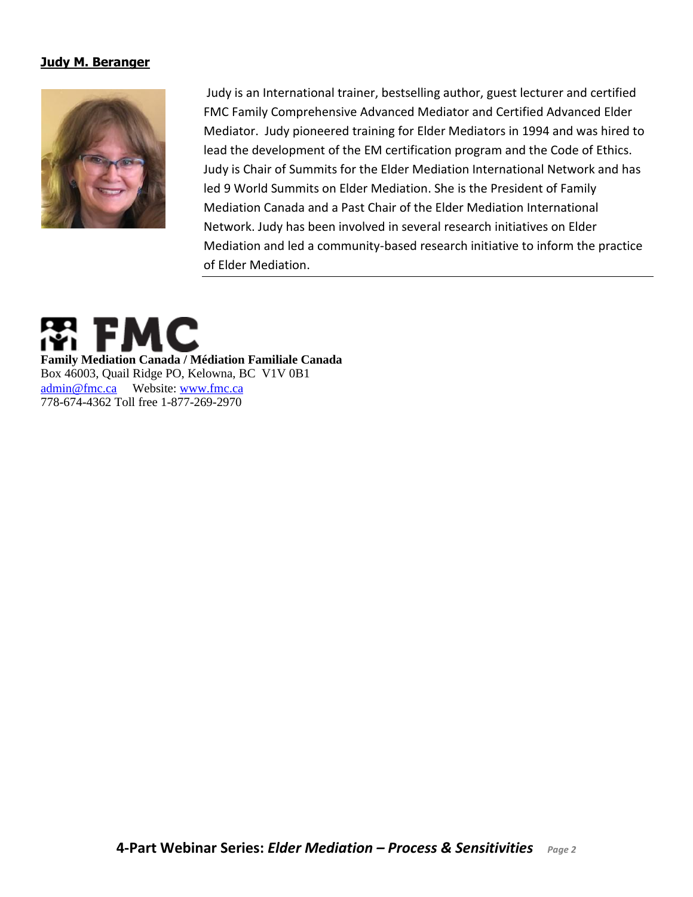**Judy M. Beranger**

Judy is an International trainer, bestselling author, guest lecturer and certified FMC Family Comprehensive Advanced Mediator and Certified Advanced Elder Mediator. Judy pioneered training for Elder Mediators in 1994 and was hired to lead the development of the EM certification program and the Code of Ethics. Judy is Chair of Summits for the Elder Mediation International Network and has led 9 World Summits on Elder Mediation. She is the President of Family Mediation Canada and a Past Chair of the Elder Mediation International Network. Judy has been involved in several research initiatives on Elder Mediation and led a community-based research initiative to inform the practice of Elder Mediation.

---

FMC

**Family Mediation Canada / Médiation Familiale Canada**
Box 46003, Quail Ridge PO, Kelowna, BC V1V 0B1
admin@fmc.ca Website: www.fmc.ca
778-674-4362 Toll free 1-877-269-2970